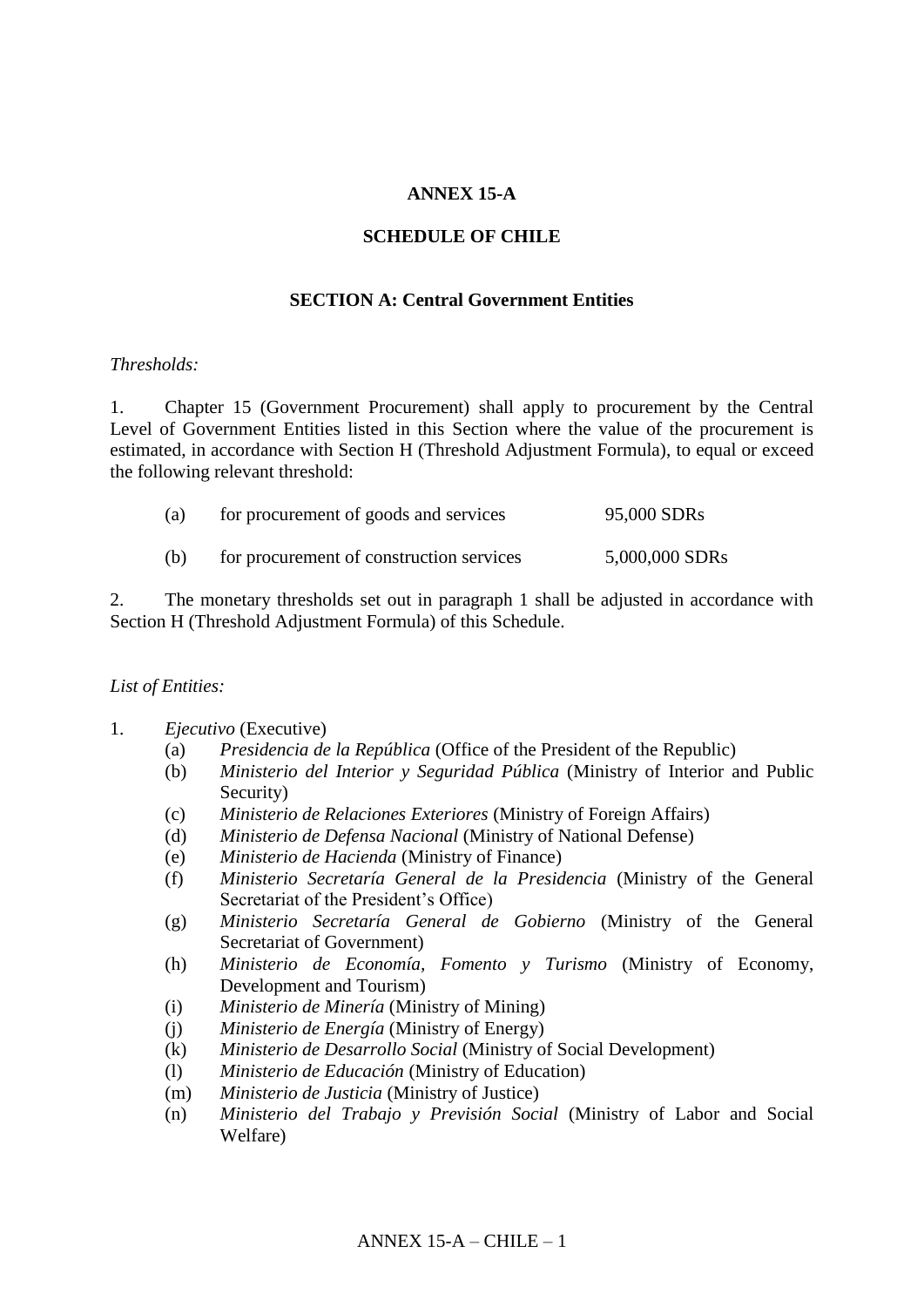# ANNEX 15-A

## SCHEDULE OF CHILE

### SECTION A: Central Government Entities

*Thresholds:*

1. Chapter 15 (Government Procurement) shall apply to procurement by the Central Level of Government Entities listed in this Section where the value of the procurement is estimated, in accordance with Section H (Threshold Adjustment Formula), to equal or exceed the following relevant threshold:

   (a) for procurement of goods and services 95,000 SDRs

   (b) for procurement of construction services 5,000,000 SDRs

2. The monetary thresholds set out in paragraph 1 shall be adjusted in accordance with Section H (Threshold Adjustment Formula) of this Schedule.

*List of Entities:*

1. *Ejecutivo* (Executive)
   - (a) *Presidencia de la República* (Office of the President of the Republic)
   - (b) *Ministerio del Interior y Seguridad Pública* (Ministry of Interior and Public Security)
   - (c) *Ministerio de Relaciones Exteriores* (Ministry of Foreign Affairs)
   - (d) *Ministerio de Defensa Nacional* (Ministry of National Defense)
   - (e) *Ministerio de Hacienda* (Ministry of Finance)
   - (f) *Ministerio Secretaría General de la Presidencia* (Ministry of the General Secretariat of the President's Office)
   - (g) *Ministerio Secretaría General de Gobierno* (Ministry of the General Secretariat of Government)
   - (h) *Ministerio de Economía, Fomento y Turismo* (Ministry of Economy, Development and Tourism)
   - (i) *Ministerio de Minería* (Ministry of Mining)
   - (j) *Ministerio de Energía* (Ministry of Energy)
   - (k) *Ministerio de Desarrollo Social* (Ministry of Social Development)
   - (l) *Ministerio de Educación* (Ministry of Education)
   - (m) *Ministerio de Justicia* (Ministry of Justice)
   - (n) *Ministerio del Trabajo y Previsión Social* (Ministry of Labor and Social Welfare)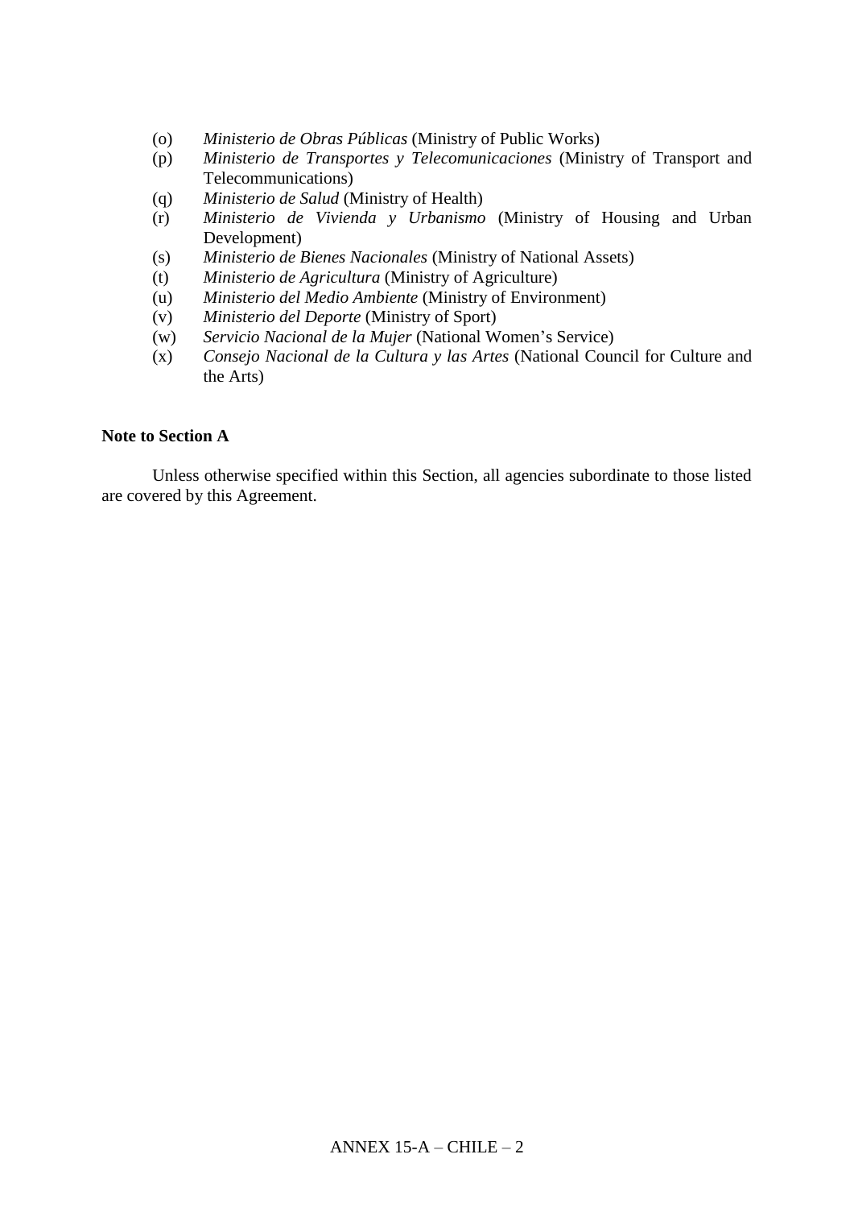(o) *Ministerio de Obras Públicas* (Ministry of Public Works)
(p) *Ministerio de Transportes y Telecomunicaciones* (Ministry of Transport and Telecommunications)
(q) *Ministerio de Salud* (Ministry of Health)
(r) *Ministerio de Vivienda y Urbanismo* (Ministry of Housing and Urban Development)
(s) *Ministerio de Bienes Nacionales* (Ministry of National Assets)
(t) *Ministerio de Agricultura* (Ministry of Agriculture)
(u) *Ministerio del Medio Ambiente* (Ministry of Environment)
(v) *Ministerio del Deporte* (Ministry of Sport)
(w) *Servicio Nacional de la Mujer* (National Women's Service)
(x) *Consejo Nacional de la Cultura y las Artes* (National Council for Culture and the Arts)

**Note to Section A**

Unless otherwise specified within this Section, all agencies subordinate to those listed are covered by this Agreement.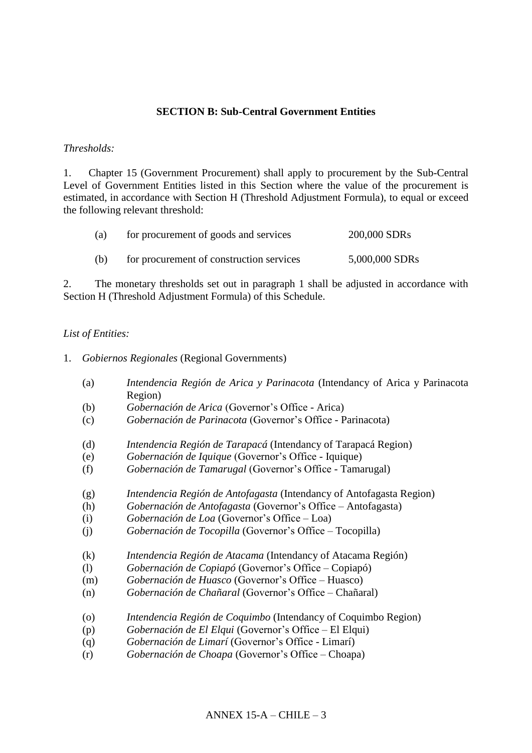## SECTION B: Sub-Central Government Entities

*Thresholds:*

1. Chapter 15 (Government Procurement) shall apply to procurement by the Sub-Central Level of Government Entities listed in this Section where the value of the procurement is estimated, in accordance with Section H (Threshold Adjustment Formula), to equal or exceed the following relevant threshold:

   (a) for procurement of goods and services 200,000 SDRs

   (b) for procurement of construction services 5,000,000 SDRs

2. The monetary thresholds set out in paragraph 1 shall be adjusted in accordance with Section H (Threshold Adjustment Formula) of this Schedule.

*List of Entities:*

1. *Gobiernos Regionales* (Regional Governments)

   (a) *Intendencia Región de Arica y Parinacota* (Intendancy of Arica y Parinacota Region)
   (b) *Gobernación de Arica* (Governor's Office - Arica)
   (c) *Gobernación de Parinacota* (Governor's Office - Parinacota)

   (d) *Intendencia Región de Tarapacá* (Intendancy of Tarapacá Region)
   (e) *Gobernación de Iquique* (Governor's Office - Iquique)
   (f) *Gobernación de Tamarugal* (Governor's Office - Tamarugal)

   (g) *Intendencia Región de Antofagasta* (Intendancy of Antofagasta Region)
   (h) *Gobernación de Antofagasta* (Governor's Office – Antofagasta)
   (i) *Gobernación de Loa* (Governor's Office – Loa)
   (j) *Gobernación de Tocopilla* (Governor's Office – Tocopilla)

   (k) *Intendencia Región de Atacama* (Intendancy of Atacama Región)
   (l) *Gobernación de Copiapó* (Governor's Office – Copiapó)
   (m) *Gobernación de Huasco* (Governor's Office – Huasco)
   (n) *Gobernación de Chañaral* (Governor's Office – Chañaral)

   (o) *Intendencia Región de Coquimbo* (Intendancy of Coquimbo Region)
   (p) *Gobernación de El Elqui* (Governor's Office – El Elqui)
   (q) *Gobernación de Limarí* (Governor's Office - Limarí)
   (r) *Gobernación de Choapa* (Governor's Office – Choapa)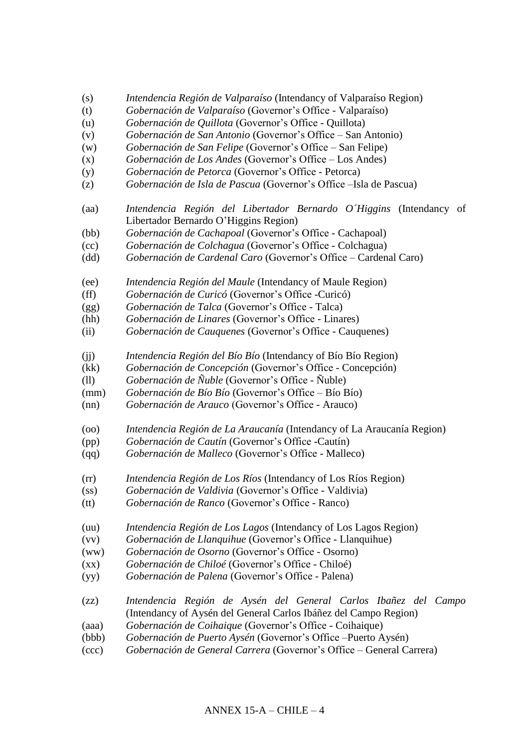(s) *Intendencia Región de Valparaíso* (Intendancy of Valparaíso Region)
(t) *Gobernación de Valparaíso* (Governor's Office - Valparaíso)
(u) *Gobernación de Quillota* (Governor's Office - Quillota)
(v) *Gobernación de San Antonio* (Governor's Office – San Antonio)
(w) *Gobernación de San Felipe* (Governor's Office – San Felipe)
(x) *Gobernación de Los Andes* (Governor's Office – Los Andes)
(y) *Gobernación de Petorca* (Governor's Office - Petorca)
(z) *Gobernación de Isla de Pascua* (Governor's Office –Isla de Pascua)

(aa) *Intendencia Región del Libertador Bernardo O´Higgins* (Intendancy of Libertador Bernardo O'Higgins Region)
(bb) *Gobernación de Cachapoal* (Governor's Office - Cachapoal)
(cc) *Gobernación de Colchagua* (Governor's Office - Colchagua)
(dd) *Gobernación de Cardenal Caro* (Governor's Office – Cardenal Caro)

(ee) *Intendencia Región del Maule* (Intendancy of Maule Region)
(ff) *Gobernación de Curicó* (Governor's Office -Curicó)
(gg) *Gobernación de Talca* (Governor's Office - Talca)
(hh) *Gobernación de Linares* (Governor's Office - Linares)
(ii) *Gobernación de Cauquenes* (Governor's Office - Cauquenes)

(jj) *Intendencia Región del Bío Bío* (Intendancy of Bío Bío Region)
(kk) *Gobernación de Concepción* (Governor's Office - Concepción)
(ll) *Gobernación de Ñuble* (Governor's Office - Ñuble)
(mm) *Gobernación de Bío Bío* (Governor's Office – Bío Bío)
(nn) *Gobernación de Arauco* (Governor's Office - Arauco)

(oo) *Intendencia Región de La Araucanía* (Intendancy of La Araucanía Region)
(pp) *Gobernación de Cautín* (Governor's Office -Cautín)
(qq) *Gobernación de Malleco* (Governor's Office - Malleco)

(rr) *Intendencia Región de Los Ríos* (Intendancy of Los Ríos Region)
(ss) *Gobernación de Valdivia* (Governor's Office - Valdivia)
(tt) *Gobernación de Ranco* (Governor's Office - Ranco)

(uu) *Intendencia Región de Los Lagos* (Intendancy of Los Lagos Region)
(vv) *Gobernación de Llanquihue* (Governor's Office - Llanquihue)
(ww) *Gobernación de Osorno* (Governor's Office - Osorno)
(xx) *Gobernación de Chiloé* (Governor's Office - Chiloé)
(yy) *Gobernación de Palena* (Governor's Office - Palena)

(zz) *Intendencia Región de Aysén del General Carlos Ibañez del Campo* (Intendancy of Aysén del General Carlos Ibáñez del Campo Region)
(aaa) *Gobernación de Coihaique* (Governor's Office - Coihaique)
(bbb) *Gobernación de Puerto Aysén* (Governor's Office –Puerto Aysén)
(ccc) *Gobernación de General Carrera* (Governor's Office – General Carrera)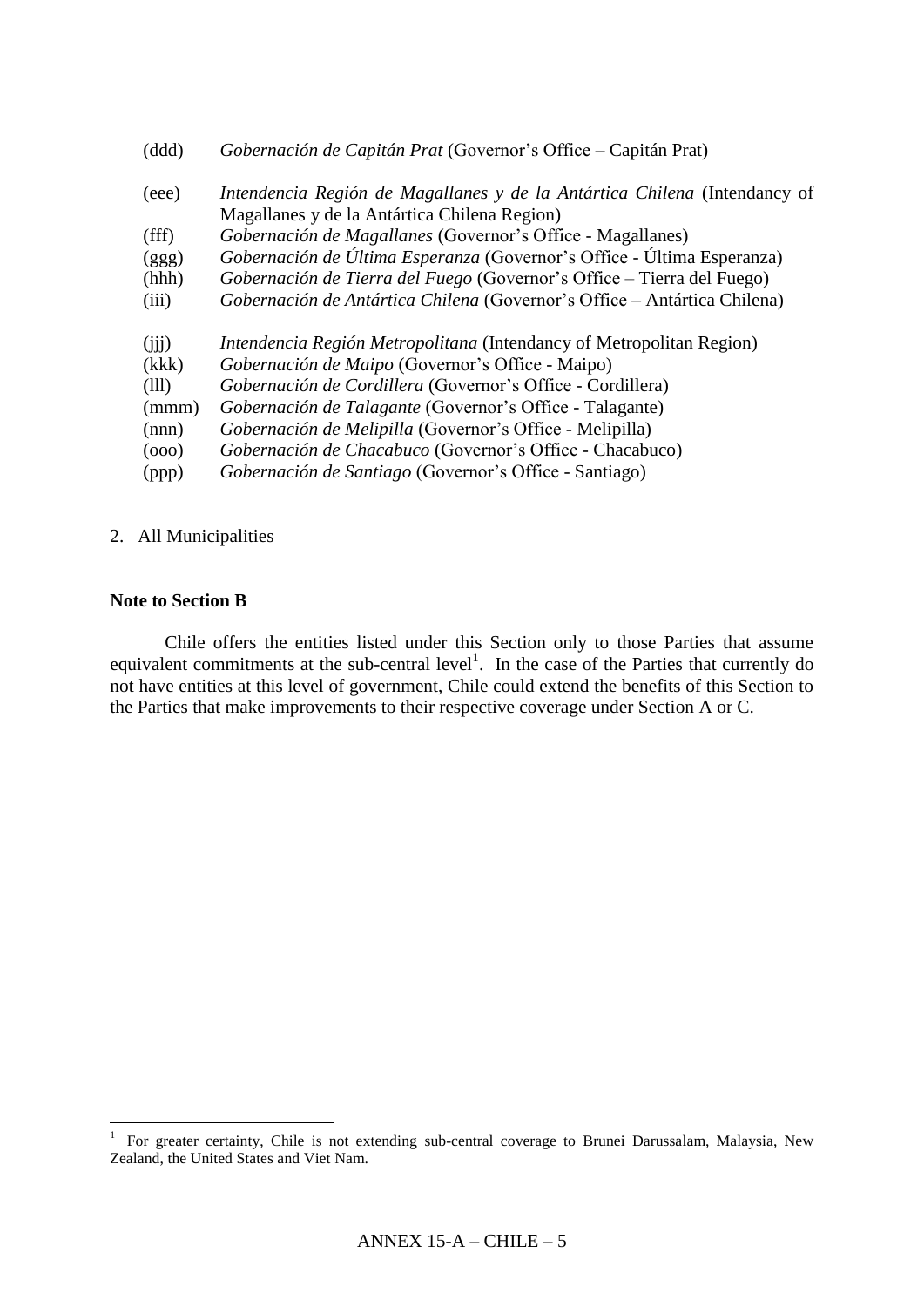(ddd) *Gobernación de Capitán Prat* (Governor's Office – Capitán Prat)

(eee) *Intendencia Región de Magallanes y de la Antártica Chilena* (Intendancy of Magallanes y de la Antártica Chilena Region)
(fff) *Gobernación de Magallanes* (Governor's Office - Magallanes)
(ggg) *Gobernación de Última Esperanza* (Governor's Office - Última Esperanza)
(hhh) *Gobernación de Tierra del Fuego* (Governor's Office – Tierra del Fuego)
(iii) *Gobernación de Antártica Chilena* (Governor's Office – Antártica Chilena)

(jjj) *Intendencia Región Metropolitana* (Intendancy of Metropolitan Region)
(kkk) *Gobernación de Maipo* (Governor's Office - Maipo)
(lll) *Gobernación de Cordillera* (Governor's Office - Cordillera)
(mmm) *Gobernación de Talagante* (Governor's Office - Talagante)
(nnn) *Gobernación de Melipilla* (Governor's Office - Melipilla)
(ooo) *Gobernación de Chacabuco* (Governor's Office - Chacabuco)
(ppp) *Gobernación de Santiago* (Governor's Office - Santiago)

2. All Municipalities

**Note to Section B**

Chile offers the entities listed under this Section only to those Parties that assume equivalent commitments at the sub-central level[1]. In the case of the Parties that currently do not have entities at this level of government, Chile could extend the benefits of this Section to the Parties that make improvements to their respective coverage under Section A or C.

[1] For greater certainty, Chile is not extending sub-central coverage to Brunei Darussalam, Malaysia, New Zealand, the United States and Viet Nam.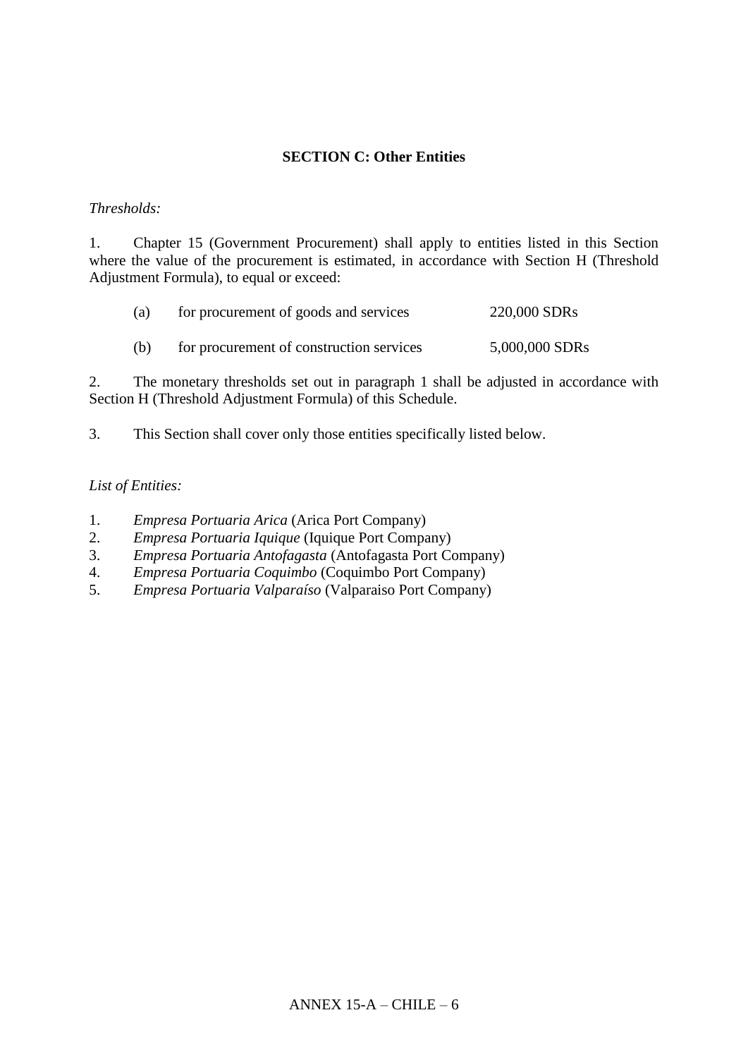## SECTION C: Other Entities

*Thresholds:*

1. Chapter 15 (Government Procurement) shall apply to entities listed in this Section where the value of the procurement is estimated, in accordance with Section H (Threshold Adjustment Formula), to equal or exceed:

   (a) for procurement of goods and services 220,000 SDRs

   (b) for procurement of construction services 5,000,000 SDRs

2. The monetary thresholds set out in paragraph 1 shall be adjusted in accordance with Section H (Threshold Adjustment Formula) of this Schedule.

3. This Section shall cover only those entities specifically listed below.

*List of Entities:*

1. *Empresa Portuaria Arica* (Arica Port Company)
2. *Empresa Portuaria Iquique* (Iquique Port Company)
3. *Empresa Portuaria Antofagasta* (Antofagasta Port Company)
4. *Empresa Portuaria Coquimbo* (Coquimbo Port Company)
5. *Empresa Portuaria Valparaíso* (Valparaiso Port Company)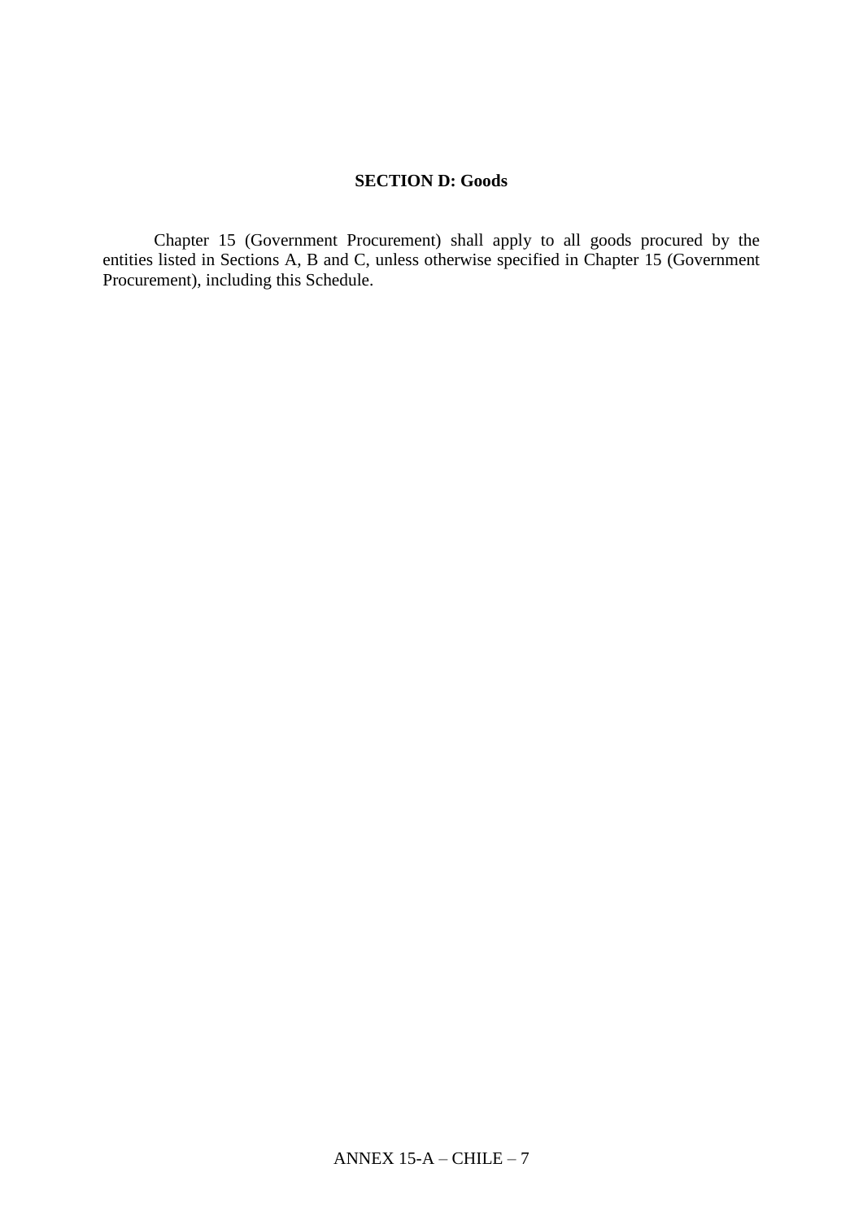**SECTION D: Goods**

Chapter 15 (Government Procurement) shall apply to all goods procured by the entities listed in Sections A, B and C, unless otherwise specified in Chapter 15 (Government Procurement), including this Schedule.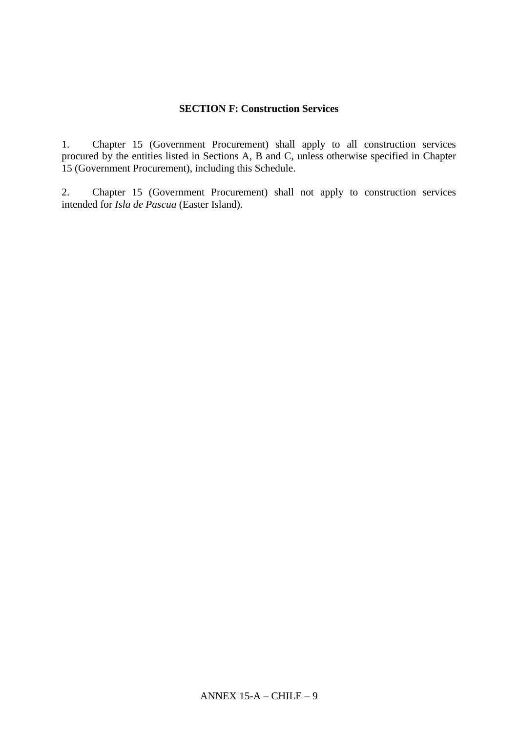## SECTION F: Construction Services

1. Chapter 15 (Government Procurement) shall apply to all construction services procured by the entities listed in Sections A, B and C, unless otherwise specified in Chapter 15 (Government Procurement), including this Schedule.

2. Chapter 15 (Government Procurement) shall not apply to construction services intended for *Isla de Pascua* (Easter Island).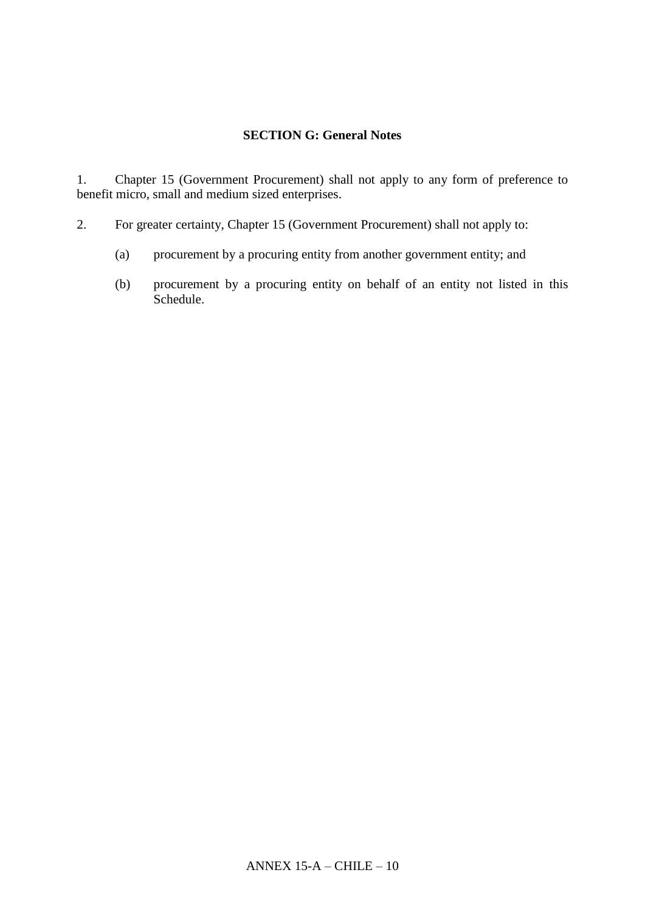## SECTION G: General Notes

1. Chapter 15 (Government Procurement) shall not apply to any form of preference to benefit micro, small and medium sized enterprises.

2. For greater certainty, Chapter 15 (Government Procurement) shall not apply to:

   (a) procurement by a procuring entity from another government entity; and

   (b) procurement by a procuring entity on behalf of an entity not listed in this Schedule.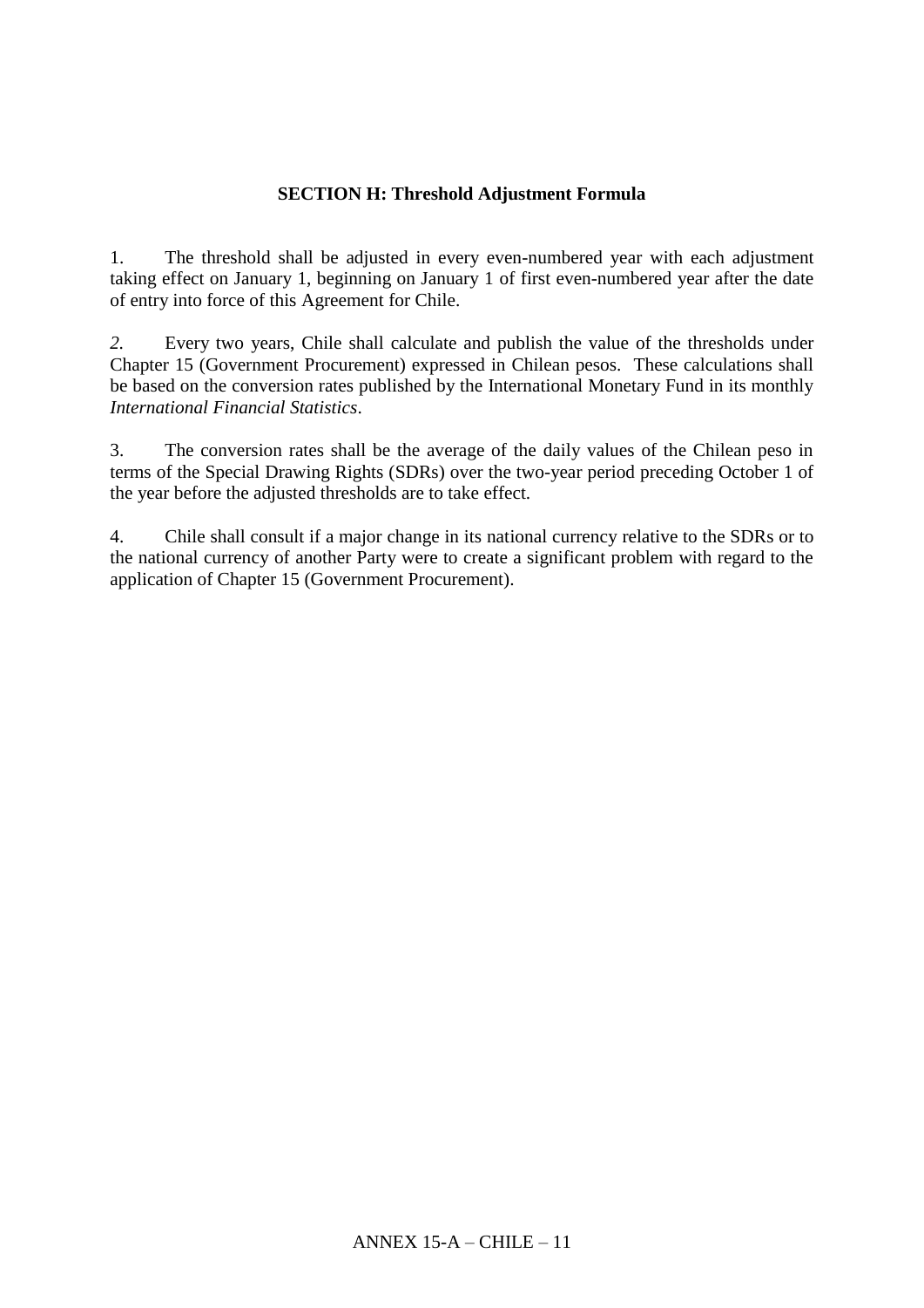## SECTION H: Threshold Adjustment Formula

1. The threshold shall be adjusted in every even-numbered year with each adjustment taking effect on January 1, beginning on January 1 of first even-numbered year after the date of entry into force of this Agreement for Chile.

*2.* Every two years, Chile shall calculate and publish the value of the thresholds under Chapter 15 (Government Procurement) expressed in Chilean pesos. These calculations shall be based on the conversion rates published by the International Monetary Fund in its monthly *International Financial Statistics*.

3. The conversion rates shall be the average of the daily values of the Chilean peso in terms of the Special Drawing Rights (SDRs) over the two-year period preceding October 1 of the year before the adjusted thresholds are to take effect.

4. Chile shall consult if a major change in its national currency relative to the SDRs or to the national currency of another Party were to create a significant problem with regard to the application of Chapter 15 (Government Procurement).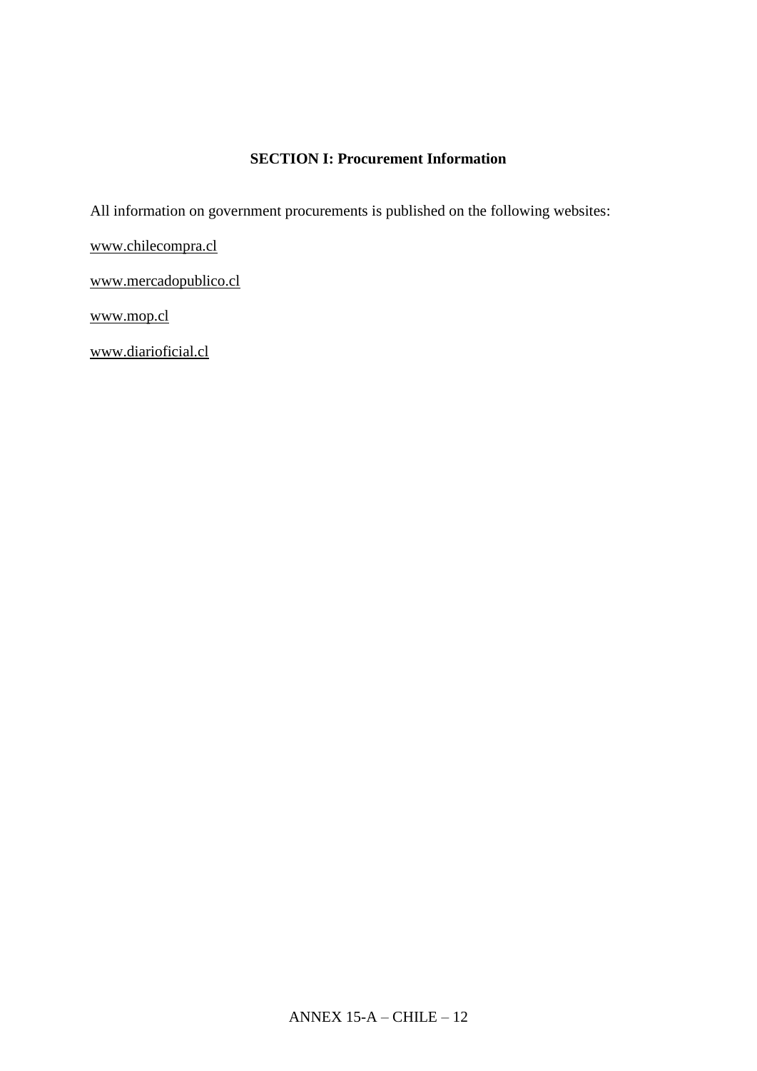## SECTION I: Procurement Information

All information on government procurements is published on the following websites:

www.chilecompra.cl

www.mercadopublico.cl

www.mop.cl

www.diariooficial.cl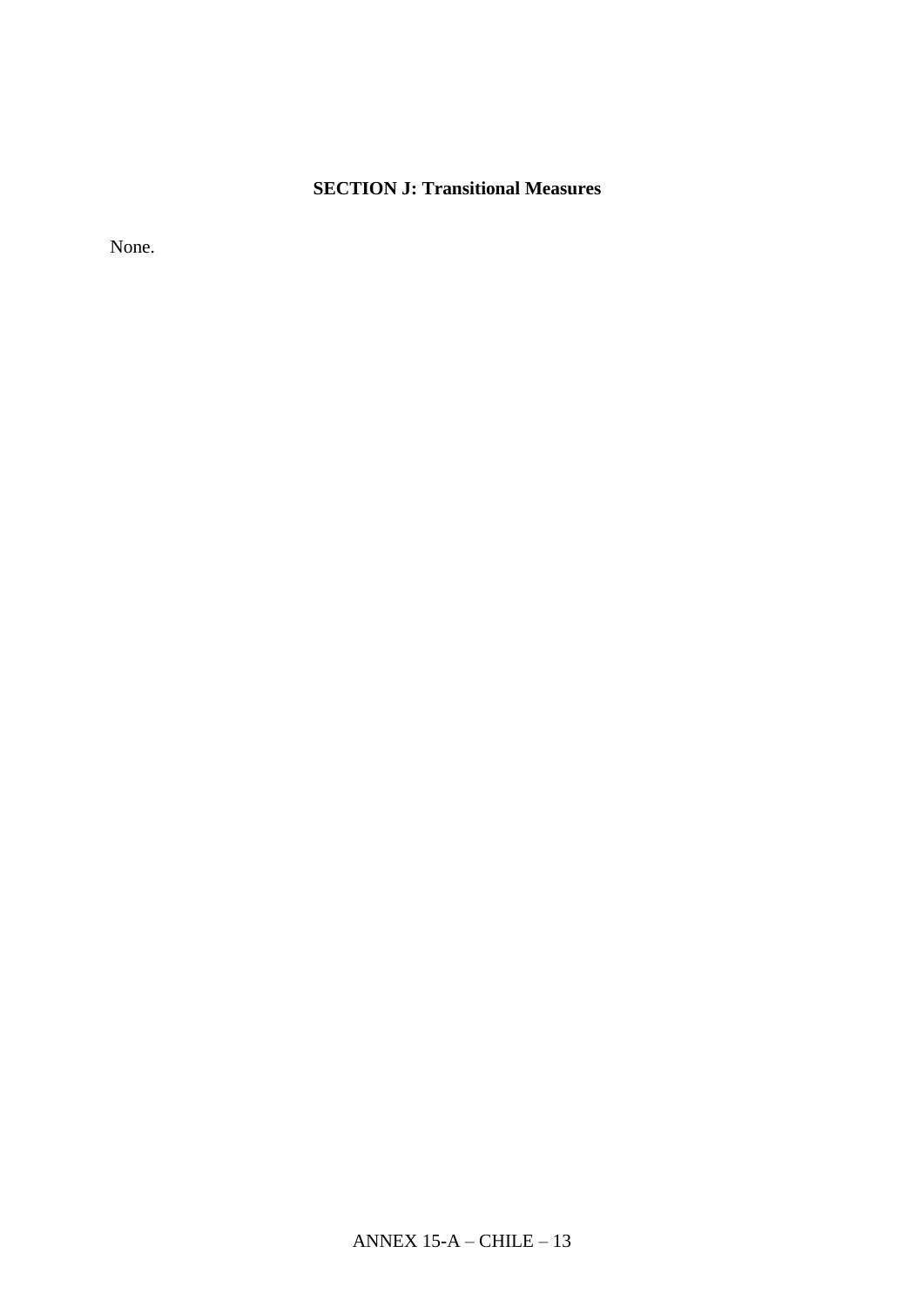## SECTION J: Transitional Measures

None.